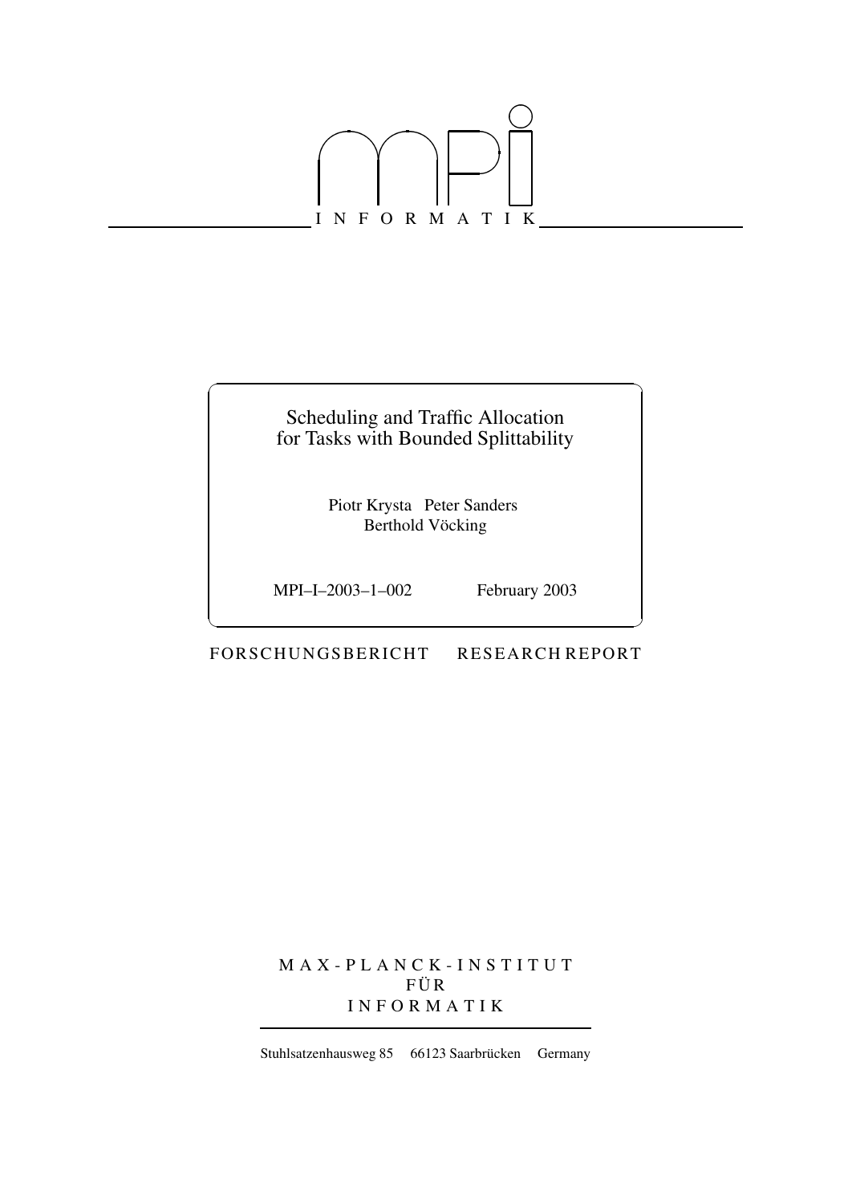INFORMATIK

# Scheduling and Traffic Allocation for Tasks with Bounded Splittability

Piotr Krysta  Peter Sanders
Berthold Vöcking

MPI–I–2003–1–002  February 2003

FORSCHUNGSBERICHT  RESEARCH REPORT

MAX-PLANCK-INSTITUT
FÜR
INFORMATIK

Stuhlsatzenhausweg 85  66123 Saarbrücken  Germany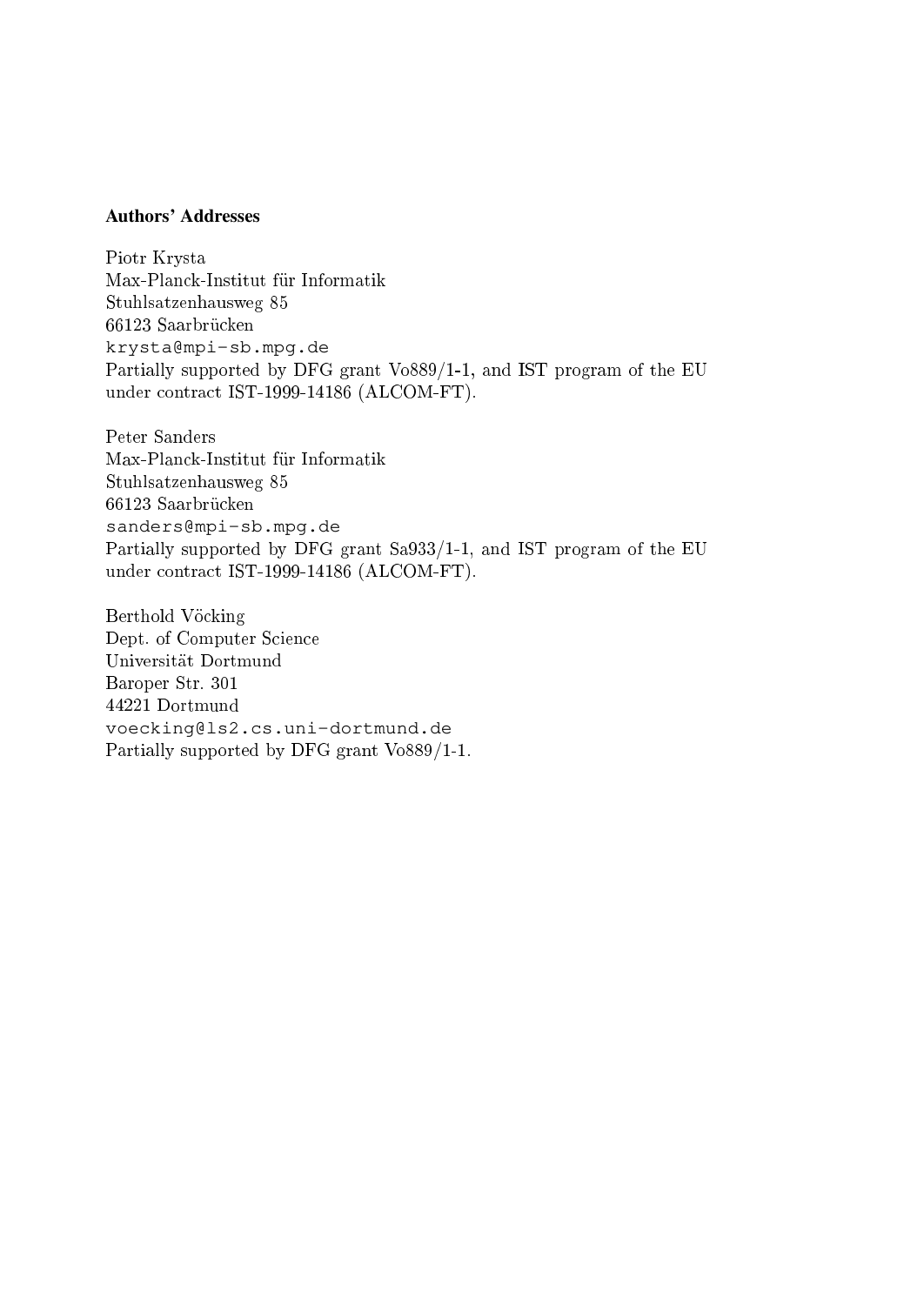#### Authors' Addresses

Piotr Krysta  
Max-Planck-Institut für Informatik  
Stuhlsatzenhausweg 85  
66123 Saarbrücken  
krysta@mpi-sb.mpg.de  
Partially supported by DFG grant Vo889/1-1, and IST program of the EU under contract IST-1999-14186 (ALCOM-FT).

Peter Sanders  
Max-Planck-Institut für Informatik  
Stuhlsatzenhausweg 85  
66123 Saarbrücken  
sanders@mpi-sb.mpg.de  
Partially supported by DFG grant Sa933/1-1, and IST program of the EU under contract IST-1999-14186 (ALCOM-FT).

Berthold Vöcking  
Dept. of Computer Science  
Universität Dortmund  
Baroper Str. 301  
44221 Dortmund  
voecking@ls2.cs.uni-dortmund.de  
Partially supported by DFG grant Vo889/1-1.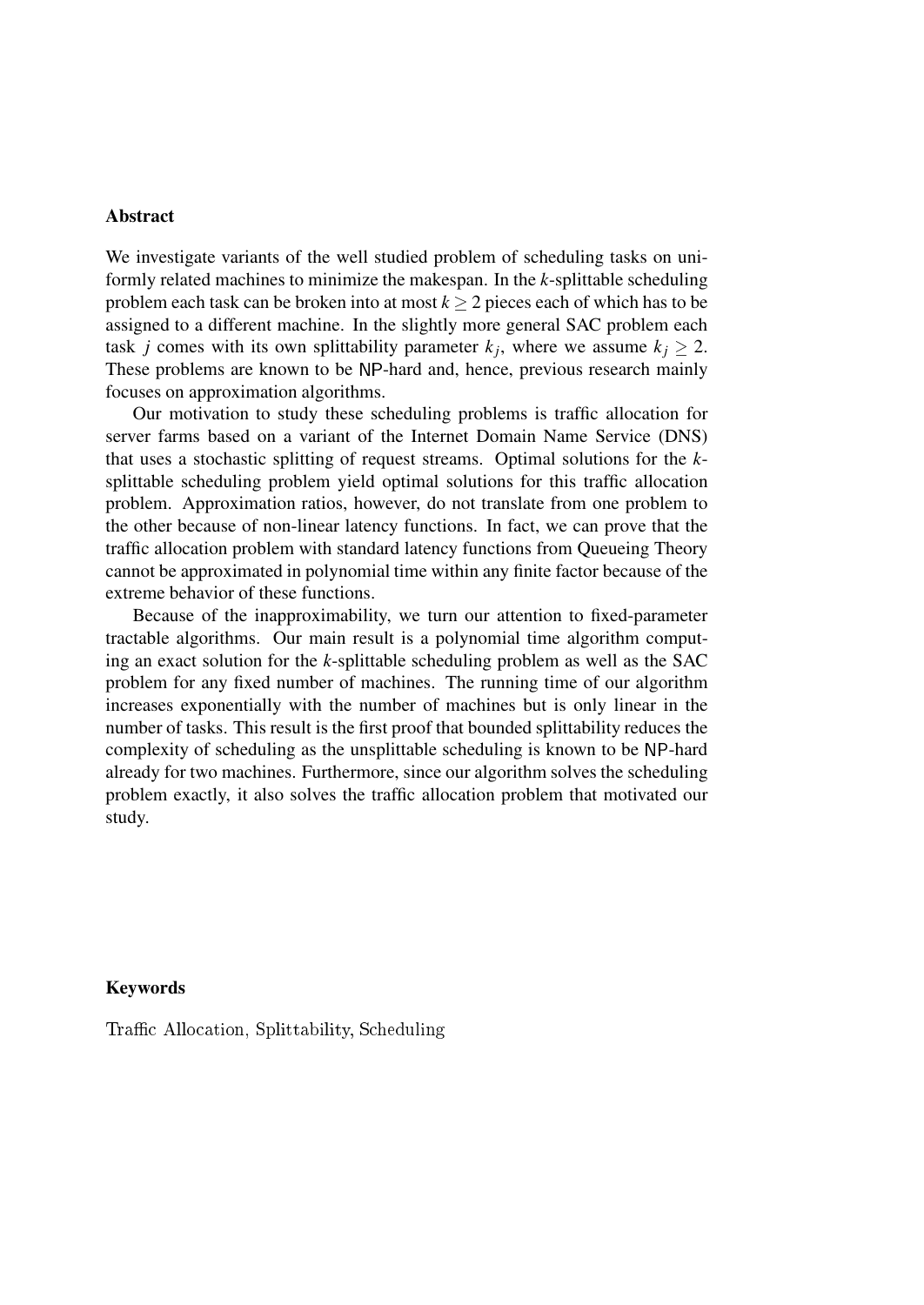## Abstract

We investigate variants of the well studied problem of scheduling tasks on uniformly related machines to minimize the makespan. In the $k$-splittable scheduling problem each task can be broken into at most $k \geq 2$ pieces each of which has to be assigned to a different machine. In the slightly more general SAC problem each task $j$ comes with its own splittability parameter $k_j$, where we assume $k_j \geq 2$. These problems are known to be NP-hard and, hence, previous research mainly focuses on approximation algorithms.

Our motivation to study these scheduling problems is traffic allocation for server farms based on a variant of the Internet Domain Name Service (DNS) that uses a stochastic splitting of request streams. Optimal solutions for the $k$-splittable scheduling problem yield optimal solutions for this traffic allocation problem. Approximation ratios, however, do not translate from one problem to the other because of non-linear latency functions. In fact, we can prove that the traffic allocation problem with standard latency functions from Queueing Theory cannot be approximated in polynomial time within any finite factor because of the extreme behavior of these functions.

Because of the inapproximability, we turn our attention to fixed-parameter tractable algorithms. Our main result is a polynomial time algorithm computing an exact solution for the $k$-splittable scheduling problem as well as the SAC problem for any fixed number of machines. The running time of our algorithm increases exponentially with the number of machines but is only linear in the number of tasks. This result is the first proof that bounded splittability reduces the complexity of scheduling as the unsplittable scheduling is known to be NP-hard already for two machines. Furthermore, since our algorithm solves the scheduling problem exactly, it also solves the traffic allocation problem that motivated our study.

## Keywords

Traffic Allocation, Splittability, Scheduling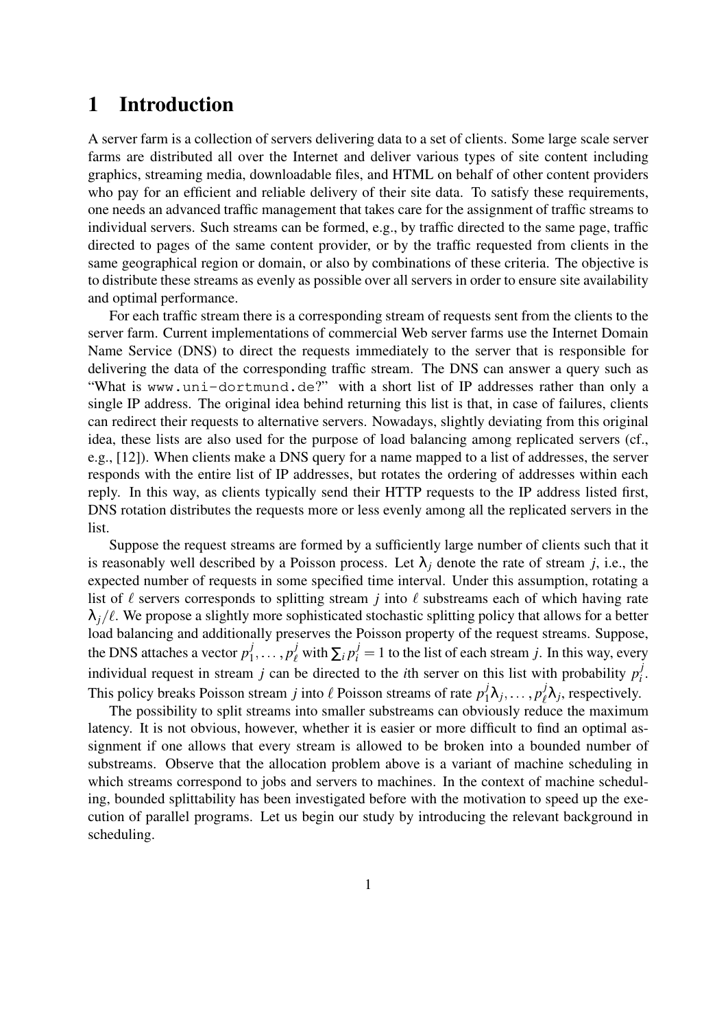# 1 Introduction

A server farm is a collection of servers delivering data to a set of clients. Some large scale server farms are distributed all over the Internet and deliver various types of site content including graphics, streaming media, downloadable files, and HTML on behalf of other content providers who pay for an efficient and reliable delivery of their site data. To satisfy these requirements, one needs an advanced traffic management that takes care for the assignment of traffic streams to individual servers. Such streams can be formed, e.g., by traffic directed to the same page, traffic directed to pages of the same content provider, or by the traffic requested from clients in the same geographical region or domain, or also by combinations of these criteria. The objective is to distribute these streams as evenly as possible over all servers in order to ensure site availability and optimal performance.

For each traffic stream there is a corresponding stream of requests sent from the clients to the server farm. Current implementations of commercial Web server farms use the Internet Domain Name Service (DNS) to direct the requests immediately to the server that is responsible for delivering the data of the corresponding traffic stream. The DNS can answer a query such as "What is `www.uni-dortmund.de`?" with a short list of IP addresses rather than only a single IP address. The original idea behind returning this list is that, in case of failures, clients can redirect their requests to alternative servers. Nowadays, slightly deviating from this original idea, these lists are also used for the purpose of load balancing among replicated servers (cf., e.g., [12]). When clients make a DNS query for a name mapped to a list of addresses, the server responds with the entire list of IP addresses, but rotates the ordering of addresses within each reply. In this way, as clients typically send their HTTP requests to the IP address listed first, DNS rotation distributes the requests more or less evenly among all the replicated servers in the list.

Suppose the request streams are formed by a sufficiently large number of clients such that it is reasonably well described by a Poisson process. Let $\lambda_j$ denote the rate of stream $j$, i.e., the expected number of requests in some specified time interval. Under this assumption, rotating a list of $\ell$ servers corresponds to splitting stream $j$ into $\ell$ substreams each of which having rate $\lambda_j/\ell$. We propose a slightly more sophisticated stochastic splitting policy that allows for a better load balancing and additionally preserves the Poisson property of the request streams. Suppose, the DNS attaches a vector $p_1^j, \ldots, p_\ell^j$ with $\sum_i p_i^j = 1$ to the list of each stream $j$. In this way, every individual request in stream $j$ can be directed to the $i$th server on this list with probability $p_i^j$. This policy breaks Poisson stream $j$ into $\ell$ Poisson streams of rate $p_1^j\lambda_j, \ldots, p_\ell^j\lambda_j$, respectively.

The possibility to split streams into smaller substreams can obviously reduce the maximum latency. It is not obvious, however, whether it is easier or more difficult to find an optimal assignment if one allows that every stream is allowed to be broken into a bounded number of substreams. Observe that the allocation problem above is a variant of machine scheduling in which streams correspond to jobs and servers to machines. In the context of machine scheduling, bounded splittability has been investigated before with the motivation to speed up the execution of parallel programs. Let us begin our study by introducing the relevant background in scheduling.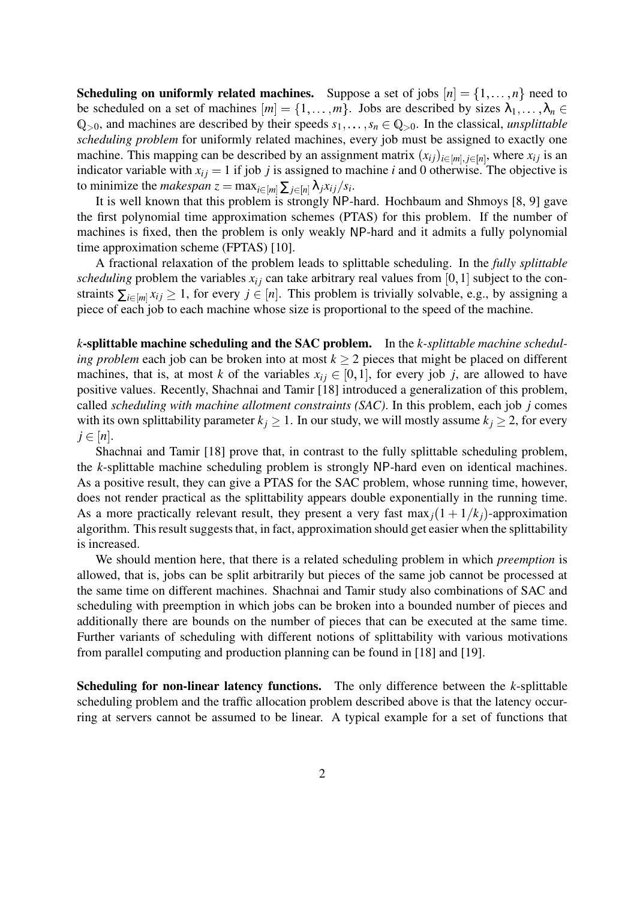**Scheduling on uniformly related machines.** Suppose a set of jobs $[n] = \{1, \ldots, n\}$ need to be scheduled on a set of machines $[m] = \{1, \ldots, m\}$. Jobs are described by sizes $\lambda_1, \ldots, \lambda_n \in \mathbb{Q}_{>0}$, and machines are described by their speeds $s_1, \ldots, s_n \in \mathbb{Q}_{>0}$. In the classical, *unsplittable scheduling problem* for uniformly related machines, every job must be assigned to exactly one machine. This mapping can be described by an assignment matrix $(x_{ij})_{i \in [m], j \in [n]}$, where $x_{ij}$ is an indicator variable with $x_{ij} = 1$ if job $j$ is assigned to machine $i$ and 0 otherwise. The objective is to minimize the *makespan* $z = \max_{i \in [m]} \sum_{j \in [n]} \lambda_j x_{ij} / s_i$.

It is well known that this problem is strongly NP-hard. Hochbaum and Shmoys [8, 9] gave the first polynomial time approximation schemes (PTAS) for this problem. If the number of machines is fixed, then the problem is only weakly NP-hard and it admits a fully polynomial time approximation scheme (FPTAS) [10].

A fractional relaxation of the problem leads to splittable scheduling. In the *fully splittable scheduling* problem the variables $x_{ij}$ can take arbitrary real values from $[0, 1]$ subject to the constraints $\sum_{i \in [m]} x_{ij} \geq 1$, for every $j \in [n]$. This problem is trivially solvable, e.g., by assigning a piece of each job to each machine whose size is proportional to the speed of the machine.

***k*-splittable machine scheduling and the SAC problem.** In the *k-splittable machine scheduling problem* each job can be broken into at most $k \geq 2$ pieces that might be placed on different machines, that is, at most $k$ of the variables $x_{ij} \in [0, 1]$, for every job $j$, are allowed to have positive values. Recently, Shachnai and Tamir [18] introduced a generalization of this problem, called *scheduling with machine allotment constraints (SAC)*. In this problem, each job $j$ comes with its own splittability parameter $k_j \geq 1$. In our study, we will mostly assume $k_j \geq 2$, for every $j \in [n]$.

Shachnai and Tamir [18] prove that, in contrast to the fully splittable scheduling problem, the $k$-splittable machine scheduling problem is strongly NP-hard even on identical machines. As a positive result, they can give a PTAS for the SAC problem, whose running time, however, does not render practical as the splittability appears double exponentially in the running time. As a more practically relevant result, they present a very fast $\max_j (1 + 1/k_j)$-approximation algorithm. This result suggests that, in fact, approximation should get easier when the splittability is increased.

We should mention here, that there is a related scheduling problem in which *preemption* is allowed, that is, jobs can be split arbitrarily but pieces of the same job cannot be processed at the same time on different machines. Shachnai and Tamir study also combinations of SAC and scheduling with preemption in which jobs can be broken into a bounded number of pieces and additionally there are bounds on the number of pieces that can be executed at the same time. Further variants of scheduling with different notions of splittability with various motivations from parallel computing and production planning can be found in [18] and [19].

**Scheduling for non-linear latency functions.** The only difference between the $k$-splittable scheduling problem and the traffic allocation problem described above is that the latency occurring at servers cannot be assumed to be linear. A typical example for a set of functions that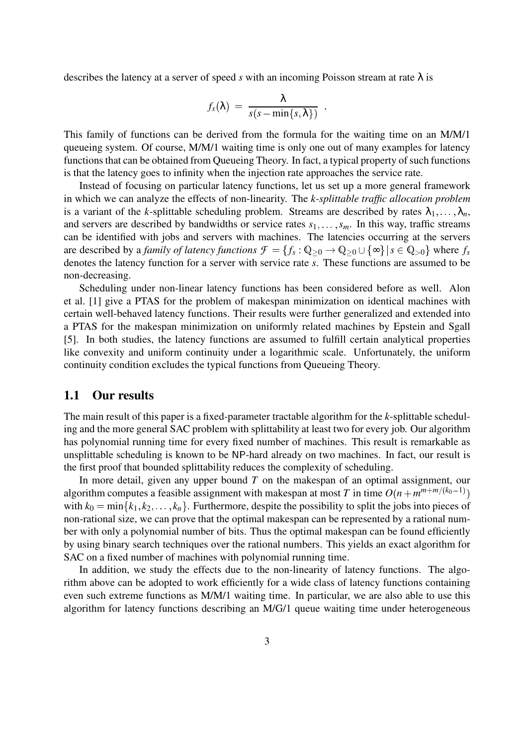describes the latency at a server of speed $s$ with an incoming Poisson stream at rate $\lambda$ is

$$f_s(\lambda) \;=\; \frac{\lambda}{s(s - \min\{s, \lambda\})} \;.$$

This family of functions can be derived from the formula for the waiting time on an M/M/1 queueing system. Of course, M/M/1 waiting time is only one out of many examples for latency functions that can be obtained from Queueing Theory. In fact, a typical property of such functions is that the latency goes to infinity when the injection rate approaches the service rate.

Instead of focusing on particular latency functions, let us set up a more general framework in which we can analyze the effects of non-linearity. The *k-splittable traffic allocation problem* is a variant of the $k$-splittable scheduling problem. Streams are described by rates $\lambda_1, \dots, \lambda_n$, and servers are described by bandwidths or service rates $s_1, \dots, s_m$. In this way, traffic streams can be identified with jobs and servers with machines. The latencies occurring at the servers are described by a *family of latency functions* $\mathcal{F} = \{f_s : \mathbb{Q}_{\geq 0} \to \mathbb{Q}_{\geq 0} \cup \{\infty\} \mid s \in \mathbb{Q}_{>0}\}$ where $f_s$ denotes the latency function for a server with service rate $s$. These functions are assumed to be non-decreasing.

Scheduling under non-linear latency functions has been considered before as well. Alon et al. [1] give a PTAS for the problem of makespan minimization on identical machines with certain well-behaved latency functions. Their results were further generalized and extended into a PTAS for the makespan minimization on uniformly related machines by Epstein and Sgall [5]. In both studies, the latency functions are assumed to fulfill certain analytical properties like convexity and uniform continuity under a logarithmic scale. Unfortunately, the uniform continuity condition excludes the typical functions from Queueing Theory.

## 1.1 Our results

The main result of this paper is a fixed-parameter tractable algorithm for the $k$-splittable scheduling and the more general SAC problem with splittability at least two for every job. Our algorithm has polynomial running time for every fixed number of machines. This result is remarkable as unsplittable scheduling is known to be NP-hard already on two machines. In fact, our result is the first proof that bounded splittability reduces the complexity of scheduling.

In more detail, given any upper bound $T$ on the makespan of an optimal assignment, our algorithm computes a feasible assignment with makespan at most $T$ in time $O(n + m^{m+m/(k_0-1)})$ with $k_0 = \min\{k_1, k_2, \dots, k_n\}$. Furthermore, despite the possibility to split the jobs into pieces of non-rational size, we can prove that the optimal makespan can be represented by a rational number with only a polynomial number of bits. Thus the optimal makespan can be found efficiently by using binary search techniques over the rational numbers. This yields an exact algorithm for SAC on a fixed number of machines with polynomial running time.

In addition, we study the effects due to the non-linearity of latency functions. The algorithm above can be adopted to work efficiently for a wide class of latency functions containing even such extreme functions as M/M/1 waiting time. In particular, we are also able to use this algorithm for latency functions describing an M/G/1 queue waiting time under heterogeneous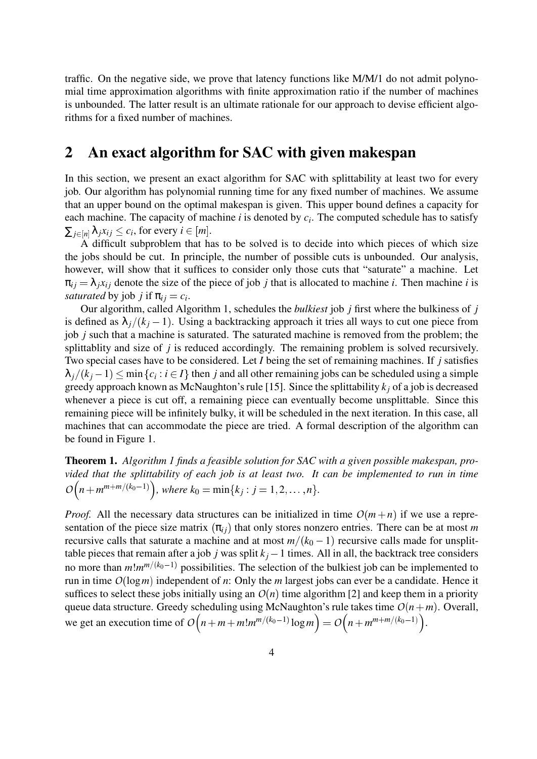traffic. On the negative side, we prove that latency functions like M/M/1 do not admit polynomial time approximation algorithms with finite approximation ratio if the number of machines is unbounded. The latter result is an ultimate rationale for our approach to devise efficient algorithms for a fixed number of machines.

## 2 An exact algorithm for SAC with given makespan

In this section, we present an exact algorithm for SAC with splittability at least two for every job. Our algorithm has polynomial running time for any fixed number of machines. We assume that an upper bound on the optimal makespan is given. This upper bound defines a capacity for each machine. The capacity of machine $i$ is denoted by $c_i$. The computed schedule has to satisfy $\sum_{j \in [n]} \lambda_j x_{ij} \leq c_i$, for every $i \in [m]$.

A difficult subproblem that has to be solved is to decide into which pieces of which size the jobs should be cut. In principle, the number of possible cuts is unbounded. Our analysis, however, will show that it suffices to consider only those cuts that "saturate" a machine. Let $\pi_{ij} = \lambda_j x_{ij}$ denote the size of the piece of job $j$ that is allocated to machine $i$. Then machine $i$ is *saturated* by job $j$ if $\pi_{ij} = c_i$.

Our algorithm, called Algorithm 1, schedules the *bulkiest* job $j$ first where the bulkiness of $j$ is defined as $\lambda_j/(k_j - 1)$. Using a backtracking approach it tries all ways to cut one piece from job $j$ such that a machine is saturated. The saturated machine is removed from the problem; the splittablity and size of $j$ is reduced accordingly. The remaining problem is solved recursively. Two special cases have to be considered. Let $I$ being the set of remaining machines. If $j$ satisfies $\lambda_j/(k_j - 1) \leq \min\{c_i : i \in I\}$ then $j$ and all other remaining jobs can be scheduled using a simple greedy approach known as McNaughton's rule [15]. Since the splittability $k_j$ of a job is decreased whenever a piece is cut off, a remaining piece can eventually become unsplittable. Since this remaining piece will be infinitely bulky, it will be scheduled in the next iteration. In this case, all machines that can accommodate the piece are tried. A formal description of the algorithm can be found in Figure 1.

**Theorem 1.** *Algorithm 1 finds a feasible solution for SAC with a given possible makespan, provided that the splittability of each job is at least two. It can be implemented to run in time* $O\left(n + m^{m+m/(k_0-1)}\right)$*, where* $k_0 = \min\{k_j : j = 1, 2, \ldots, n\}$.

*Proof.* All the necessary data structures can be initialized in time $O(m+n)$ if we use a representation of the piece size matrix $(\pi_{ij})$ that only stores nonzero entries. There can be at most $m$ recursive calls that saturate a machine and at most $m/(k_0 - 1)$ recursive calls made for unsplittable pieces that remain after a job $j$ was split $k_j - 1$ times. All in all, the backtrack tree considers no more than $m! m^{m/(k_0-1)}$ possibilities. The selection of the bulkiest job can be implemented to run in time $O(\log m)$ independent of $n$: Only the $m$ largest jobs can ever be a candidate. Hence it suffices to select these jobs initially using an $O(n)$ time algorithm [2] and keep them in a priority queue data structure. Greedy scheduling using McNaughton's rule takes time $O(n+m)$. Overall, we get an execution time of $O\left(n + m + m! m^{m/(k_0-1)} \log m\right) = O\left(n + m^{m+m/(k_0-1)}\right)$.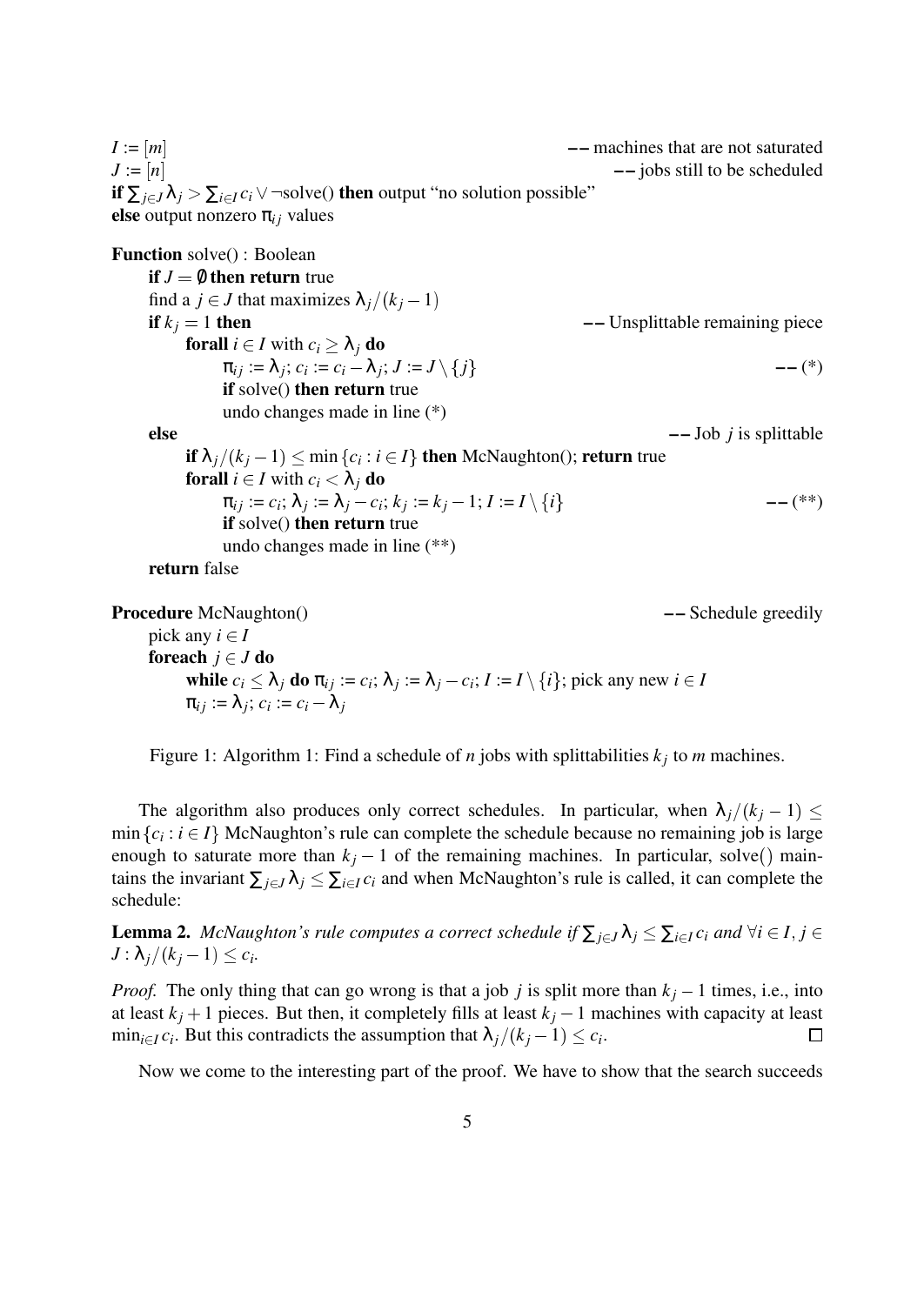```
I := [m]                                                    -- machines that are not saturated
J := [n]                                                    -- jobs still to be scheduled
if ∑_{j∈J} λ_j > ∑_{i∈I} c_i ∨ ¬solve() then output "no solution possible"
else output nonzero π_ij values

Function solve() : Boolean
    if J = ∅ then return true
    find a j ∈ J that maximizes λ_j/(k_j − 1)
    if k_j = 1 then                                         -- Unsplittable remaining piece
        forall i ∈ I with c_i ≥ λ_j do
            π_ij := λ_j; c_i := c_i − λ_j; J := J \ {j}     -- (*)
            if solve() then return true
            undo changes made in line (*)
    else                                                    -- Job j is splittable
        if λ_j/(k_j − 1) ≤ min{c_i : i ∈ I} then McNaughton(); return true
        forall i ∈ I with c_i < λ_j do
            π_ij := c_i; λ_j := λ_j − c_i; k_j := k_j − 1; I := I \ {i}    -- (**)
            if solve() then return true
            undo changes made in line (**)
    return false

Procedure McNaughton()                                      -- Schedule greedily
    pick any i ∈ I
    foreach j ∈ J do
        while c_i ≤ λ_j do π_ij := c_i; λ_j := λ_j − c_i; I := I \ {i}; pick any new i ∈ I
        π_ij := λ_j; c_i := c_i − λ_j
```

Figure 1: Algorithm 1: Find a schedule of $n$ jobs with splittabilities $k_j$ to $m$ machines.

The algorithm also produces only correct schedules. In particular, when $\lambda_j/(k_j-1) \leq \min\{c_i : i \in I\}$ McNaughton's rule can complete the schedule because no remaining job is large enough to saturate more than $k_j - 1$ of the remaining machines. In particular, solve() maintains the invariant $\sum_{j\in J}\lambda_j \leq \sum_{i\in I} c_i$ and when McNaughton's rule is called, it can complete the schedule:

**Lemma 2.** *McNaughton's rule computes a correct schedule if* $\sum_{j\in J}\lambda_j \leq \sum_{i\in I} c_i$ *and* $\forall i \in I, j \in J : \lambda_j/(k_j-1) \leq c_i$.

*Proof.* The only thing that can go wrong is that a job $j$ is split more than $k_j - 1$ times, i.e., into at least $k_j + 1$ pieces. But then, it completely fills at least $k_j - 1$ machines with capacity at least $\min_{i\in I} c_i$. But this contradicts the assumption that $\lambda_j/(k_j-1) \leq c_i$. □

Now we come to the interesting part of the proof. We have to show that the search succeeds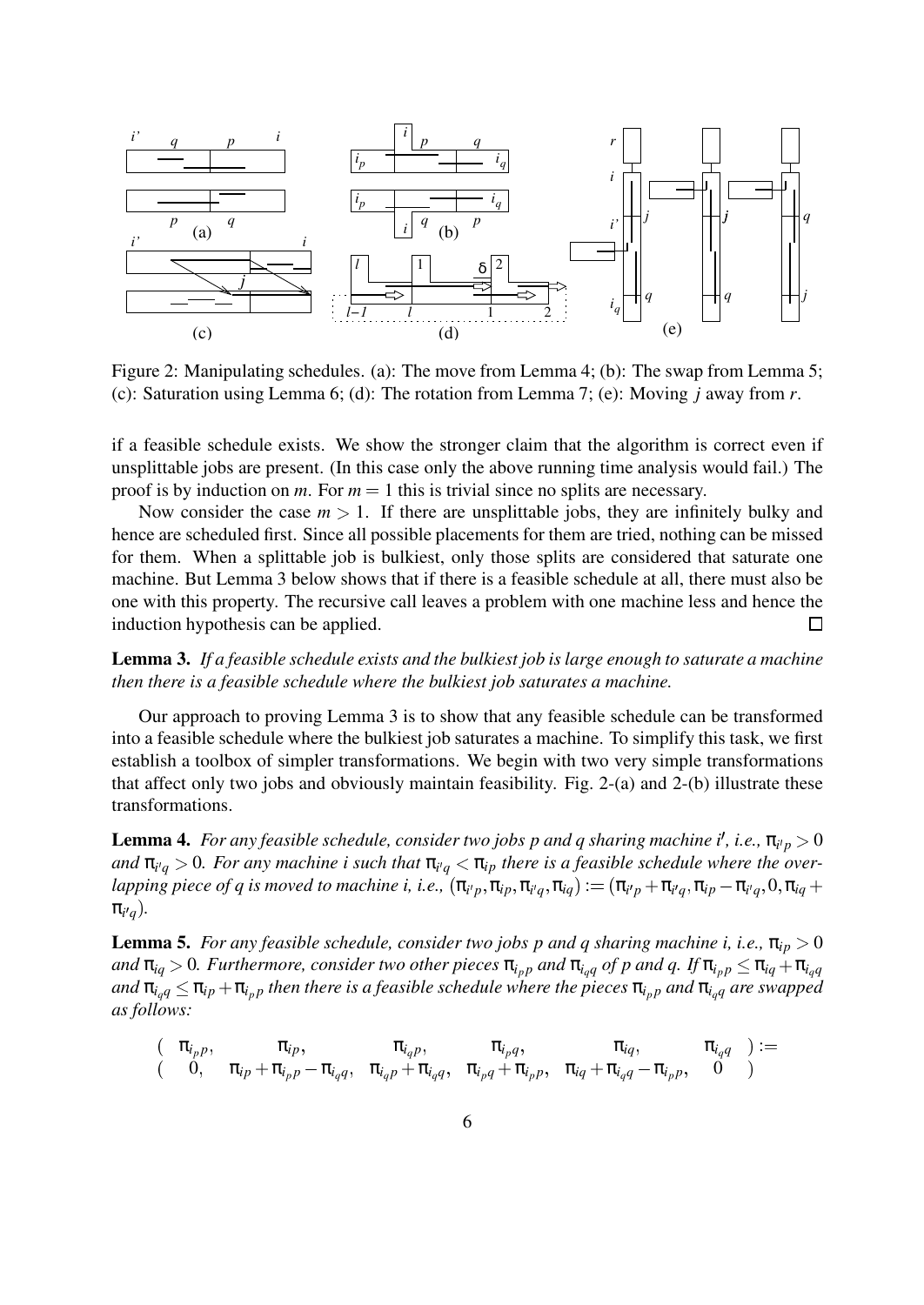Figure 2: Manipulating schedules. (a): The move from Lemma 4; (b): The swap from Lemma 5; (c): Saturation using Lemma 6; (d): The rotation from Lemma 7; (e): Moving $j$ away from $r$.

if a feasible schedule exists. We show the stronger claim that the algorithm is correct even if unsplittable jobs are present. (In this case only the above running time analysis would fail.) The proof is by induction on $m$. For $m = 1$ this is trivial since no splits are necessary.

Now consider the case $m > 1$. If there are unsplittable jobs, they are infinitely bulky and hence are scheduled first. Since all possible placements for them are tried, nothing can be missed for them. When a splittable job is bulkiest, only those splits are considered that saturate one machine. But Lemma 3 below shows that if there is a feasible schedule at all, there must also be one with this property. The recursive call leaves a problem with one machine less and hence the induction hypothesis can be applied. □

**Lemma 3.** *If a feasible schedule exists and the bulkiest job is large enough to saturate a machine then there is a feasible schedule where the bulkiest job saturates a machine.*

Our approach to proving Lemma 3 is to show that any feasible schedule can be transformed into a feasible schedule where the bulkiest job saturates a machine. To simplify this task, we first establish a toolbox of simpler transformations. We begin with two very simple transformations that affect only two jobs and obviously maintain feasibility. Fig. 2-(a) and 2-(b) illustrate these transformations.

**Lemma 4.** *For any feasible schedule, consider two jobs $p$ and $q$ sharing machine $i'$, i.e., $\pi_{i'p} > 0$ and $\pi_{i'q} > 0$. For any machine $i$ such that $\pi_{i'q} < \pi_{ip}$ there is a feasible schedule where the overlapping piece of $q$ is moved to machine $i$, i.e., $(\pi_{i'p}, \pi_{ip}, \pi_{i'q}, \pi_{iq}) := (\pi_{i'p} + \pi_{i'q}, \pi_{ip} - \pi_{i'q}, 0, \pi_{iq} + \pi_{i'q})$.*

**Lemma 5.** *For any feasible schedule, consider two jobs $p$ and $q$ sharing machine $i$, i.e., $\pi_{ip} > 0$ and $\pi_{iq} > 0$. Furthermore, consider two other pieces $\pi_{i_p p}$ and $\pi_{i_q q}$ of $p$ and $q$. If $\pi_{i_p p} \leq \pi_{iq} + \pi_{i_q q}$ and $\pi_{i_q q} \leq \pi_{ip} + \pi_{i_p p}$ then there is a feasible schedule where the pieces $\pi_{i_p p}$ and $\pi_{i_q q}$ are swapped as follows:*

$$
\begin{array}{ccccccc}
( & \pi_{i_p p}, & \pi_{ip}, & \pi_{i_q p}, & \pi_{i_p q}, & \pi_{iq}, & \pi_{i_q q} \quad ) := \\
( & 0, & \pi_{ip} + \pi_{i_p p} - \pi_{i_q q}, & \pi_{i_q p} + \pi_{i_q q}, & \pi_{i_p q} + \pi_{i_p p}, & \pi_{iq} + \pi_{i_q q} - \pi_{i_p p}, & 0 \quad )
\end{array}
$$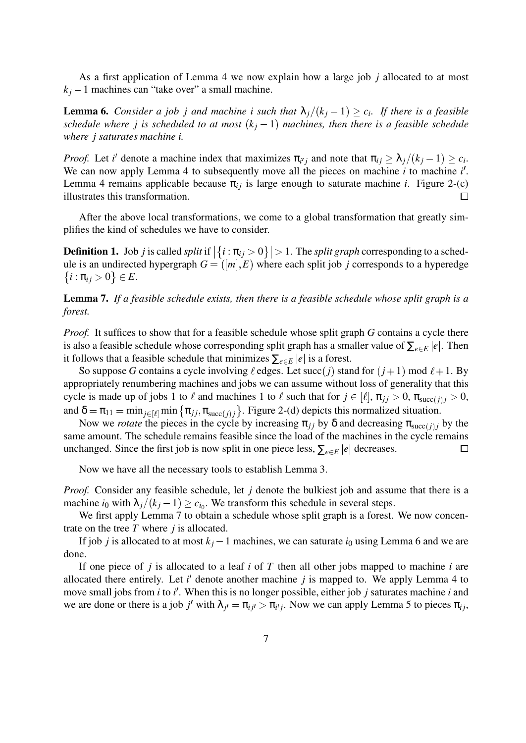As a first application of Lemma 4 we now explain how a large job $j$ allocated to at most $k_j - 1$ machines can "take over" a small machine.

**Lemma 6.** *Consider a job $j$ and machine $i$ such that $\lambda_j/(k_j - 1) \geq c_i$. If there is a feasible schedule where $j$ is scheduled to at most $(k_j - 1)$ machines, then there is a feasible schedule where $j$ saturates machine $i$.*

*Proof.* Let $i'$ denote a machine index that maximizes $\pi_{i'j}$ and note that $\pi_{ij} \geq \lambda_j/(k_j - 1) \geq c_i$. We can now apply Lemma 4 to subsequently move all the pieces on machine $i$ to machine $i'$. Lemma 4 remains applicable because $\pi_{ij}$ is large enough to saturate machine $i$. Figure 2-(c) illustrates this transformation. □

After the above local transformations, we come to a global transformation that greatly simplifies the kind of schedules we have to consider.

**Definition 1.** Job $j$ is called *split* if $\left|\{i : \pi_{ij} > 0\}\right| > 1$. The *split graph* corresponding to a schedule is an undirected hypergraph $G = ([m], E)$ where each split job $j$ corresponds to a hyperedge $\{i : \pi_{ij} > 0\} \in E$.

**Lemma 7.** *If a feasible schedule exists, then there is a feasible schedule whose split graph is a forest.*

*Proof.* It suffices to show that for a feasible schedule whose split graph $G$ contains a cycle there is also a feasible schedule whose corresponding split graph has a smaller value of $\sum_{e \in E} |e|$. Then it follows that a feasible schedule that minimizes $\sum_{e \in E} |e|$ is a forest.

So suppose $G$ contains a cycle involving $\ell$ edges. Let $\mathrm{succ}(j)$ stand for $(j+1) \bmod \ell + 1$. By appropriately renumbering machines and jobs we can assume without loss of generality that this cycle is made up of jobs 1 to $\ell$ and machines 1 to $\ell$ such that for $j \in [\ell]$, $\pi_{jj} > 0$, $\pi_{\mathrm{succ}(j)j} > 0$, and $\delta = \pi_{11} = \min_{j \in [\ell]} \min\{\pi_{jj}, \pi_{\mathrm{succ}(j)j}\}$. Figure 2-(d) depicts this normalized situation.

Now we *rotate* the pieces in the cycle by increasing $\pi_{jj}$ by $\delta$ and decreasing $\pi_{\mathrm{succ}(j)j}$ by the same amount. The schedule remains feasible since the load of the machines in the cycle remains unchanged. Since the first job is now split in one piece less, $\sum_{e \in E} |e|$ decreases. □

Now we have all the necessary tools to establish Lemma 3.

*Proof.* Consider any feasible schedule, let $j$ denote the bulkiest job and assume that there is a machine $i_0$ with $\lambda_j/(k_j - 1) \geq c_{i_0}$. We transform this schedule in several steps.

We first apply Lemma 7 to obtain a schedule whose split graph is a forest. We now concentrate on the tree $T$ where $j$ is allocated.

If job $j$ is allocated to at most $k_j - 1$ machines, we can saturate $i_0$ using Lemma 6 and we are done.

If one piece of $j$ is allocated to a leaf $i$ of $T$ then all other jobs mapped to machine $i$ are allocated there entirely. Let $i'$ denote another machine $j$ is mapped to. We apply Lemma 4 to move small jobs from $i$ to $i'$. When this is no longer possible, either job $j$ saturates machine $i$ and we are done or there is a job $j'$ with $\lambda_{j'} = \pi_{ij'} > \pi_{i'j}$. Now we can apply Lemma 5 to pieces $\pi_{ij}$,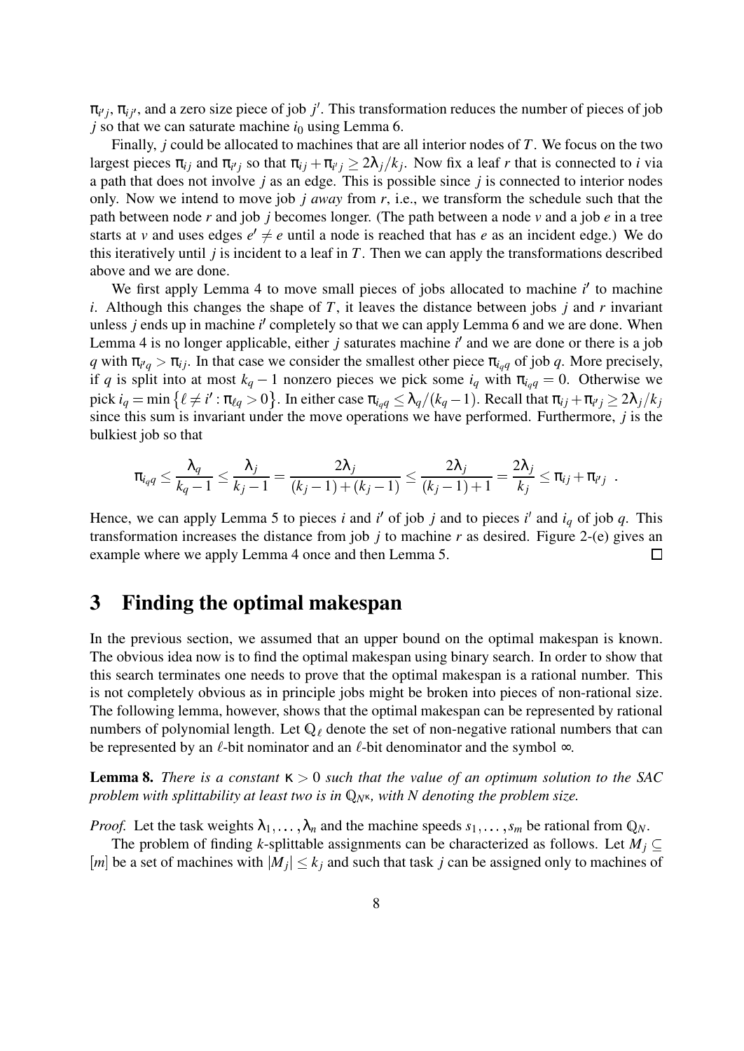$\pi_{i'j}$, $\pi_{ij'}$, and a zero size piece of job $j'$. This transformation reduces the number of pieces of job $j$ so that we can saturate machine $i_0$ using Lemma 6.

Finally, $j$ could be allocated to machines that are all interior nodes of $T$. We focus on the two largest pieces $\pi_{ij}$ and $\pi_{i'j}$ so that $\pi_{ij} + \pi_{i'j} \geq 2\lambda_j/k_j$. Now fix a leaf $r$ that is connected to $i$ via a path that does not involve $j$ as an edge. This is possible since $j$ is connected to interior nodes only. Now we intend to move job $j$ *away* from $r$, i.e., we transform the schedule such that the path between node $r$ and job $j$ becomes longer. (The path between a node $v$ and a job $e$ in a tree starts at $v$ and uses edges $e' \neq e$ until a node is reached that has $e$ as an incident edge.) We do this iteratively until $j$ is incident to a leaf in $T$. Then we can apply the transformations described above and we are done.

We first apply Lemma 4 to move small pieces of jobs allocated to machine $i'$ to machine $i$. Although this changes the shape of $T$, it leaves the distance between jobs $j$ and $r$ invariant unless $j$ ends up in machine $i'$ completely so that we can apply Lemma 6 and we are done. When Lemma 4 is no longer applicable, either $j$ saturates machine $i'$ and we are done or there is a job $q$ with $\pi_{i'q} > \pi_{ij}$. In that case we consider the smallest other piece $\pi_{i_q q}$ of job $q$. More precisely, if $q$ is split into at most $k_q - 1$ nonzero pieces we pick some $i_q$ with $\pi_{i_q q} = 0$. Otherwise we pick $i_q = \min\left\{\ell \neq i' : \pi_{\ell q} > 0\right\}$. In either case $\pi_{i_q q} \leq \lambda_q/(k_q - 1)$. Recall that $\pi_{ij} + \pi_{i'j} \geq 2\lambda_j/k_j$ since this sum is invariant under the move operations we have performed. Furthermore, $j$ is the bulkiest job so that

$$\pi_{i_q q} \leq \frac{\lambda_q}{k_q - 1} \leq \frac{\lambda_j}{k_j - 1} = \frac{2\lambda_j}{(k_j - 1) + (k_j - 1)} \leq \frac{2\lambda_j}{(k_j - 1) + 1} = \frac{2\lambda_j}{k_j} \leq \pi_{ij} + \pi_{i'j} \ .$$

Hence, we can apply Lemma 5 to pieces $i$ and $i'$ of job $j$ and to pieces $i'$ and $i_q$ of job $q$. This transformation increases the distance from job $j$ to machine $r$ as desired. Figure 2-(e) gives an example where we apply Lemma 4 once and then Lemma 5. $\square$

# 3 Finding the optimal makespan

In the previous section, we assumed that an upper bound on the optimal makespan is known. The obvious idea now is to find the optimal makespan using binary search. In order to show that this search terminates one needs to prove that the optimal makespan is a rational number. This is not completely obvious as in principle jobs might be broken into pieces of non-rational size. The following lemma, however, shows that the optimal makespan can be represented by rational numbers of polynomial length. Let $\mathbb{Q}_\ell$ denote the set of non-negative rational numbers that can be represented by an $\ell$-bit nominator and an $\ell$-bit denominator and the symbol $\infty$.

**Lemma 8.** *There is a constant $\kappa > 0$ such that the value of an optimum solution to the SAC problem with splittability at least two is in $\mathbb{Q}_{N^\kappa}$, with $N$ denoting the problem size.*

*Proof.* Let the task weights $\lambda_1, \ldots, \lambda_n$ and the machine speeds $s_1, \ldots, s_m$ be rational from $\mathbb{Q}_N$.

The problem of finding $k$-splittable assignments can be characterized as follows. Let $M_j \subseteq [m]$ be a set of machines with $|M_j| \leq k_j$ and such that task $j$ can be assigned only to machines of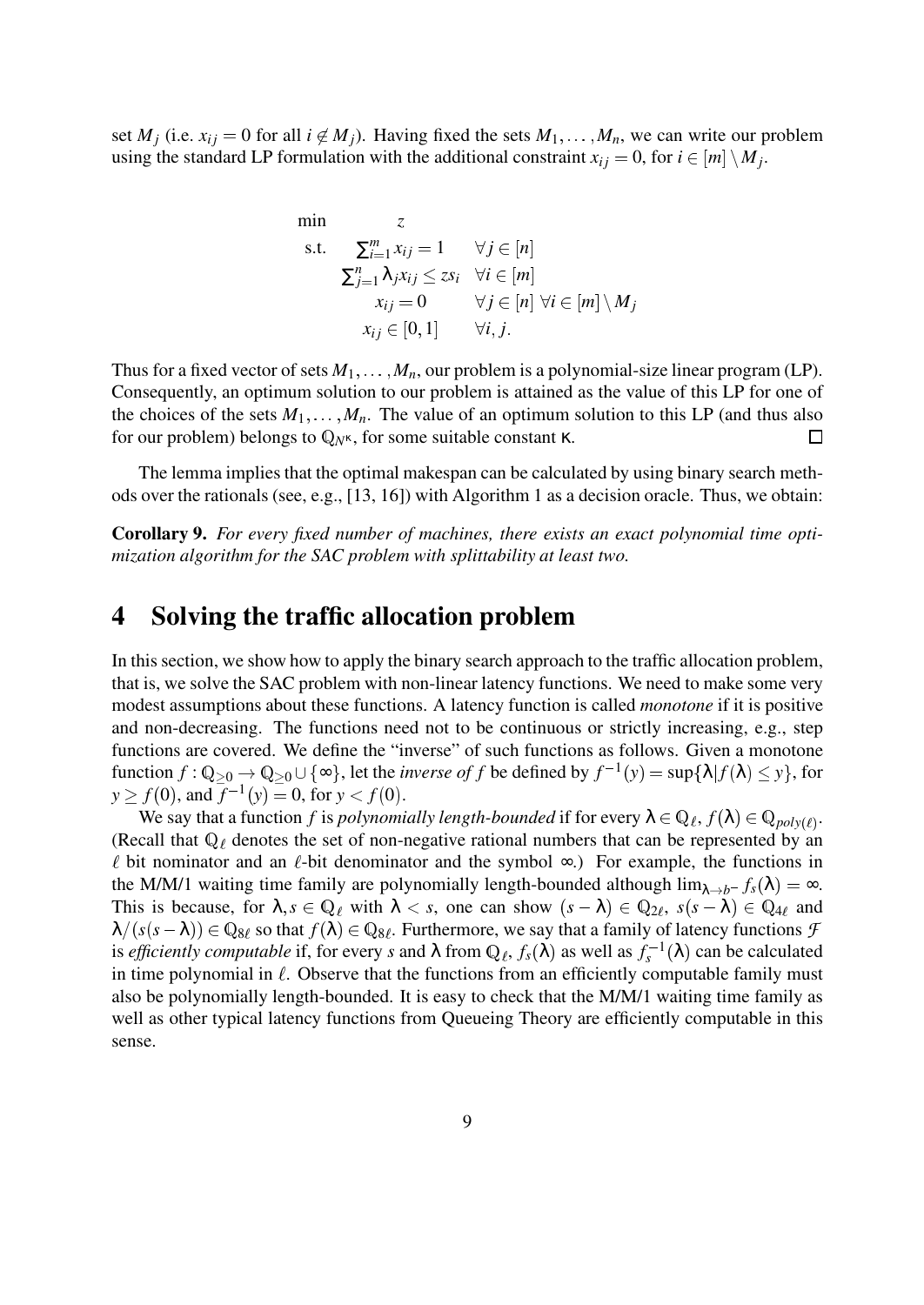set $M_j$ (i.e. $x_{ij} = 0$ for all $i \notin M_j$). Having fixed the sets $M_1, \ldots, M_n$, we can write our problem using the standard LP formulation with the additional constraint $x_{ij} = 0$, for $i \in [m] \setminus M_j$.

$$
\begin{array}{lll}
\min & z & \\
\text{s.t.} & \sum_{i=1}^{m} x_{ij} = 1 & \forall j \in [n] \\
& \sum_{j=1}^{n} \lambda_j x_{ij} \leq z s_i & \forall i \in [m] \\
& x_{ij} = 0 & \forall j \in [n] \ \forall i \in [m] \setminus M_j \\
& x_{ij} \in [0,1] & \forall i, j.
\end{array}
$$

Thus for a fixed vector of sets $M_1, \ldots, M_n$, our problem is a polynomial-size linear program (LP). Consequently, an optimum solution to our problem is attained as the value of this LP for one of the choices of the sets $M_1, \ldots, M_n$. The value of an optimum solution to this LP (and thus also for our problem) belongs to $\mathbb{Q}_{N^\kappa}$, for some suitable constant $\kappa$. □

The lemma implies that the optimal makespan can be calculated by using binary search methods over the rationals (see, e.g., [13, 16]) with Algorithm 1 as a decision oracle. Thus, we obtain:

**Corollary 9.** *For every fixed number of machines, there exists an exact polynomial time optimization algorithm for the SAC problem with splittability at least two.*

## 4 Solving the traffic allocation problem

In this section, we show how to apply the binary search approach to the traffic allocation problem, that is, we solve the SAC problem with non-linear latency functions. We need to make some very modest assumptions about these functions. A latency function is called *monotone* if it is positive and non-decreasing. The functions need not to be continuous or strictly increasing, e.g., step functions are covered. We define the "inverse" of such functions as follows. Given a monotone function $f : \mathbb{Q}_{\geq 0} \to \mathbb{Q}_{\geq 0} \cup \{\infty\}$, let the *inverse of f* be defined by $f^{-1}(y) = \sup\{\lambda | f(\lambda) \leq y\}$, for $y \geq f(0)$, and $f^{-1}(y) = 0$, for $y < f(0)$.

We say that a function $f$ is *polynomially length-bounded* if for every $\lambda \in \mathbb{Q}_\ell$, $f(\lambda) \in \mathbb{Q}_{poly(\ell)}$. (Recall that $\mathbb{Q}_\ell$ denotes the set of non-negative rational numbers that can be represented by an $\ell$ bit nominator and an $\ell$-bit denominator and the symbol $\infty$.) For example, the functions in the M/M/1 waiting time family are polynomially length-bounded although $\lim_{\lambda \to b^-} f_s(\lambda) = \infty$. This is because, for $\lambda, s \in \mathbb{Q}_\ell$ with $\lambda < s$, one can show $(s - \lambda) \in \mathbb{Q}_{2\ell}$, $s(s - \lambda) \in \mathbb{Q}_{4\ell}$ and $\lambda/(s(s-\lambda)) \in \mathbb{Q}_{8\ell}$ so that $f(\lambda) \in \mathbb{Q}_{8\ell}$. Furthermore, we say that a family of latency functions $\mathcal{F}$ is *efficiently computable* if, for every $s$ and $\lambda$ from $\mathbb{Q}_\ell$, $f_s(\lambda)$ as well as $f_s^{-1}(\lambda)$ can be calculated in time polynomial in $\ell$. Observe that the functions from an efficiently computable family must also be polynomially length-bounded. It is easy to check that the M/M/1 waiting time family as well as other typical latency functions from Queueing Theory are efficiently computable in this sense.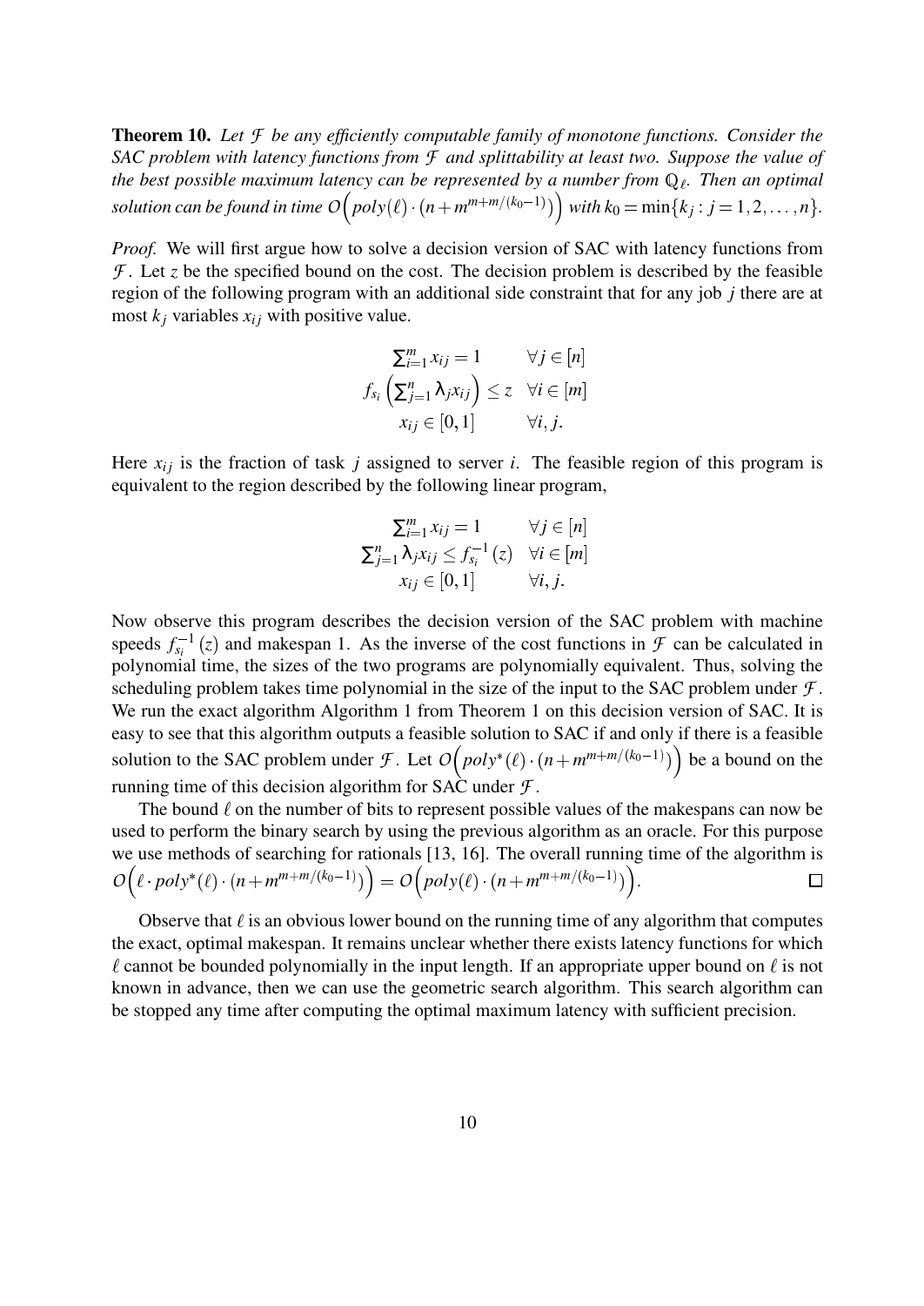**Theorem 10.** *Let $\mathcal{F}$ be any efficiently computable family of monotone functions. Consider the SAC problem with latency functions from $\mathcal{F}$ and splittability at least two. Suppose the value of the best possible maximum latency can be represented by a number from $\mathbb{Q}_\ell$. Then an optimal solution can be found in time $O\left(poly(\ell)\cdot(n+m^{m+m/(k_0-1)})\right)$ with $k_0 = \min\{k_j : j = 1,2,\ldots,n\}$.*

*Proof.* We will first argue how to solve a decision version of SAC with latency functions from $\mathcal{F}$. Let $z$ be the specified bound on the cost. The decision problem is described by the feasible region of the following program with an additional side constraint that for any job $j$ there are at most $k_j$ variables $x_{ij}$ with positive value.

$$
\begin{array}{ll}
\sum_{i=1}^m x_{ij} = 1 & \forall j \in [n] \\
f_{s_i}\left(\sum_{j=1}^n \lambda_j x_{ij}\right) \leq z & \forall i \in [m] \\
x_{ij} \in [0,1] & \forall i,j.
\end{array}
$$

Here $x_{ij}$ is the fraction of task $j$ assigned to server $i$. The feasible region of this program is equivalent to the region described by the following linear program,

$$
\begin{array}{ll}
\sum_{i=1}^m x_{ij} = 1 & \forall j \in [n] \\
\sum_{j=1}^n \lambda_j x_{ij} \leq f_{s_i}^{-1}(z) & \forall i \in [m] \\
x_{ij} \in [0,1] & \forall i,j.
\end{array}
$$

Now observe this program describes the decision version of the SAC problem with machine speeds $f_{s_i}^{-1}(z)$ and makespan 1. As the inverse of the cost functions in $\mathcal{F}$ can be calculated in polynomial time, the sizes of the two programs are polynomially equivalent. Thus, solving the scheduling problem takes time polynomial in the size of the input to the SAC problem under $\mathcal{F}$. We run the exact algorithm Algorithm 1 from Theorem 1 on this decision version of SAC. It is easy to see that this algorithm outputs a feasible solution to SAC if and only if there is a feasible solution to the SAC problem under $\mathcal{F}$. Let $O\left(poly^*(\ell)\cdot(n+m^{m+m/(k_0-1)})\right)$ be a bound on the running time of this decision algorithm for SAC under $\mathcal{F}$.

The bound $\ell$ on the number of bits to represent possible values of the makespans can now be used to perform the binary search by using the previous algorithm as an oracle. For this purpose we use methods of searching for rationals [13, 16]. The overall running time of the algorithm is $O\left(\ell\cdot poly^*(\ell)\cdot(n+m^{m+m/(k_0-1)})\right) = O\left(poly(\ell)\cdot(n+m^{m+m/(k_0-1)})\right)$. □

Observe that $\ell$ is an obvious lower bound on the running time of any algorithm that computes the exact, optimal makespan. It remains unclear whether there exists latency functions for which $\ell$ cannot be bounded polynomially in the input length. If an appropriate upper bound on $\ell$ is not known in advance, then we can use the geometric search algorithm. This search algorithm can be stopped any time after computing the optimal maximum latency with sufficient precision.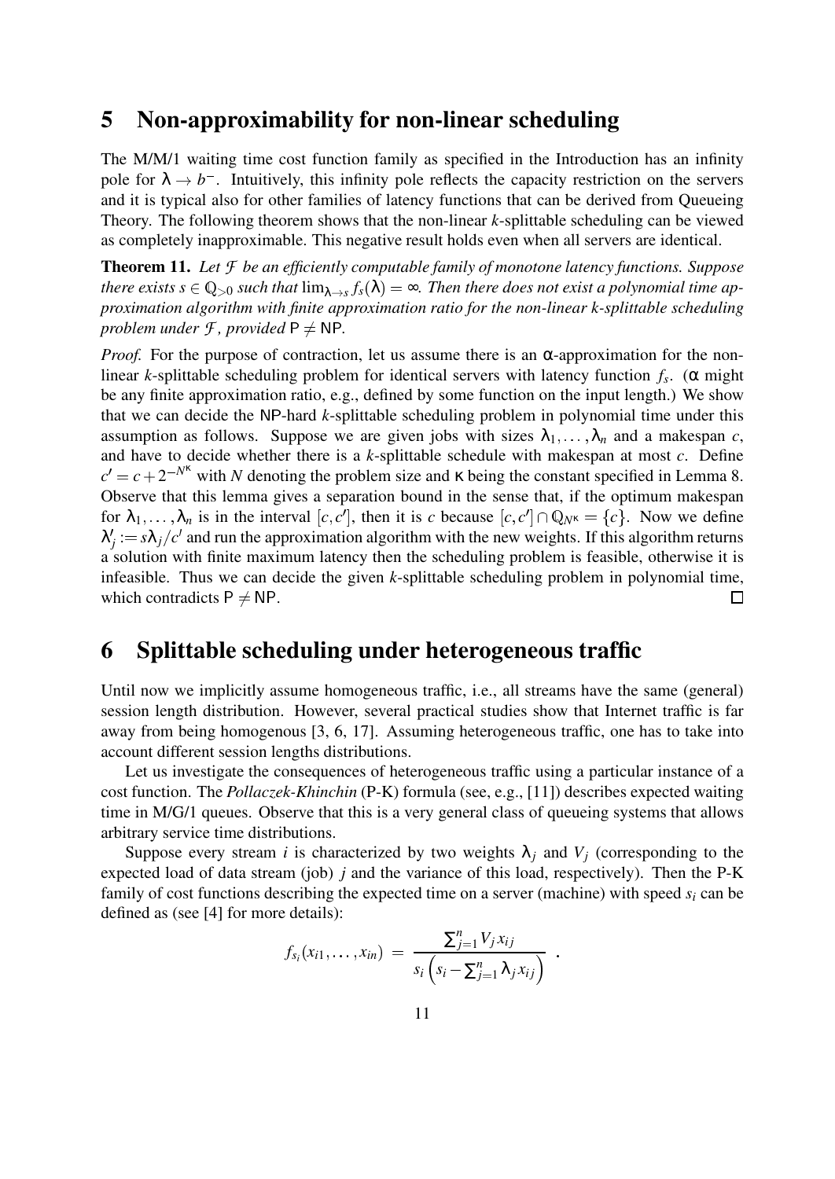## 5 Non-approximability for non-linear scheduling

The M/M/1 waiting time cost function family as specified in the Introduction has an infinity pole for $\lambda \to b^-$. Intuitively, this infinity pole reflects the capacity restriction on the servers and it is typical also for other families of latency functions that can be derived from Queueing Theory. The following theorem shows that the non-linear $k$-splittable scheduling can be viewed as completely inapproximable. This negative result holds even when all servers are identical.

**Theorem 11.** *Let $\mathcal{F}$ be an efficiently computable family of monotone latency functions. Suppose there exists $s \in \mathbb{Q}_{>0}$ such that $\lim_{\lambda \to s} f_s(\lambda) = \infty$. Then there does not exist a polynomial time approximation algorithm with finite approximation ratio for the non-linear $k$-splittable scheduling problem under $\mathcal{F}$, provided $\mathsf{P} \neq \mathsf{NP}$.*

*Proof.* For the purpose of contraction, let us assume there is an $\alpha$-approximation for the non-linear $k$-splittable scheduling problem for identical servers with latency function $f_s$. ($\alpha$ might be any finite approximation ratio, e.g., defined by some function on the input length.) We show that we can decide the $\mathsf{NP}$-hard $k$-splittable scheduling problem in polynomial time under this assumption as follows. Suppose we are given jobs with sizes $\lambda_1, \ldots, \lambda_n$ and a makespan $c$, and have to decide whether there is a $k$-splittable schedule with makespan at most $c$. Define $c' = c + 2^{-N^\kappa}$ with $N$ denoting the problem size and $\kappa$ being the constant specified in Lemma 8. Observe that this lemma gives a separation bound in the sense that, if the optimum makespan for $\lambda_1, \ldots, \lambda_n$ is in the interval $[c, c']$, then it is $c$ because $[c, c'] \cap \mathbb{Q}_{N^\kappa} = \{c\}$. Now we define $\lambda'_j := s\lambda_j / c'$ and run the approximation algorithm with the new weights. If this algorithm returns a solution with finite maximum latency then the scheduling problem is feasible, otherwise it is infeasible. Thus we can decide the given $k$-splittable scheduling problem in polynomial time, which contradicts $\mathsf{P} \neq \mathsf{NP}$. $\square$

## 6 Splittable scheduling under heterogeneous traffic

Until now we implicitly assume homogeneous traffic, i.e., all streams have the same (general) session length distribution. However, several practical studies show that Internet traffic is far away from being homogenous [3, 6, 17]. Assuming heterogeneous traffic, one has to take into account different session lengths distributions.

Let us investigate the consequences of heterogeneous traffic using a particular instance of a cost function. The *Pollaczek-Khinchin* (P-K) formula (see, e.g., [11]) describes expected waiting time in M/G/1 queues. Observe that this is a very general class of queueing systems that allows arbitrary service time distributions.

Suppose every stream $i$ is characterized by two weights $\lambda_j$ and $V_j$ (corresponding to the expected load of data stream (job) $j$ and the variance of this load, respectively). Then the P-K family of cost functions describing the expected time on a server (machine) with speed $s_i$ can be defined as (see [4] for more details):

$$f_{s_i}(x_{i1}, \ldots, x_{in}) = \frac{\sum_{j=1}^{n} V_j x_{ij}}{s_i \left( s_i - \sum_{j=1}^{n} \lambda_j x_{ij} \right)} .$$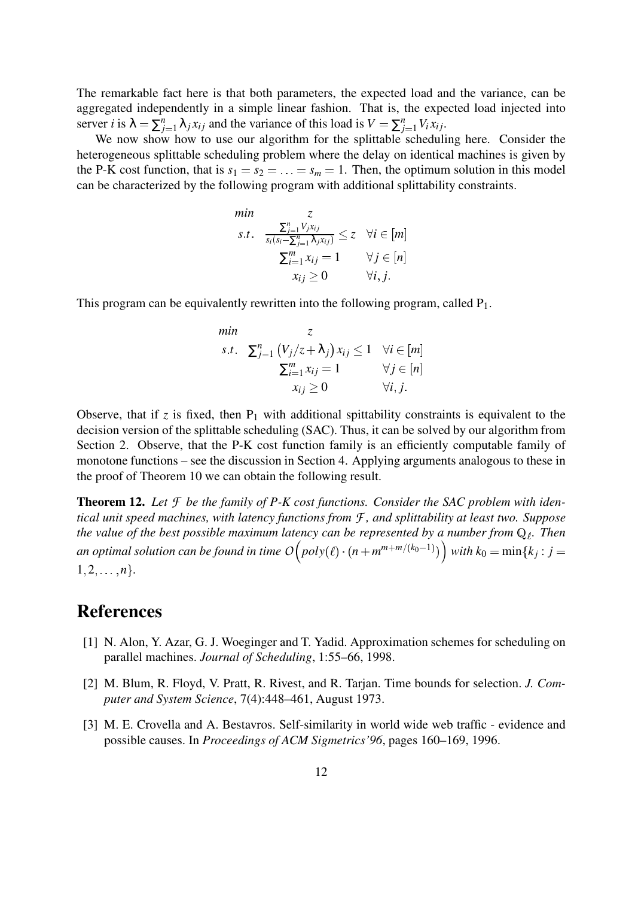The remarkable fact here is that both parameters, the expected load and the variance, can be aggregated independently in a simple linear fashion. That is, the expected load injected into server $i$ is $\lambda = \sum_{j=1}^{n} \lambda_j x_{ij}$ and the variance of this load is $V = \sum_{j=1}^{n} V_i x_{ij}$.

We now show how to use our algorithm for the splittable scheduling here. Consider the heterogeneous splittable scheduling problem where the delay on identical machines is given by the P-K cost function, that is $s_1 = s_2 = \ldots = s_m = 1$. Then, the optimum solution in this model can be characterized by the following program with additional splittability constraints.

$$
\begin{array}{lll}
min & z & \\
s.t. & \frac{\sum_{j=1}^{n} V_j x_{ij}}{s_i(s_i - \sum_{j=1}^{n} \lambda_j x_{ij})} \leq z & \forall i \in [m] \\
& \sum_{i=1}^{m} x_{ij} = 1 & \forall j \in [n] \\
& x_{ij} \geq 0 & \forall i, j.
\end{array}
$$

This program can be equivalently rewritten into the following program, called $\mathrm{P}_1$.

$$
\begin{array}{lll}
min & z & \\
s.t. & \sum_{j=1}^{n} \left( V_j / z + \lambda_j \right) x_{ij} \leq 1 & \forall i \in [m] \\
& \sum_{i=1}^{m} x_{ij} = 1 & \forall j \in [n] \\
& x_{ij} \geq 0 & \forall i, j.
\end{array}
$$

Observe, that if $z$ is fixed, then $\mathrm{P}_1$ with additional spittability constraints is equivalent to the decision version of the splittable scheduling (SAC). Thus, it can be solved by our algorithm from Section 2. Observe, that the P-K cost function family is an efficiently computable family of monotone functions – see the discussion in Section 4. Applying arguments analogous to these in the proof of Theorem 10 we can obtain the following result.

**Theorem 12.** *Let $\mathcal{F}$ be the family of P-K cost functions. Consider the SAC problem with identical unit speed machines, with latency functions from $\mathcal{F}$, and splittability at least two. Suppose the value of the best possible maximum latency can be represented by a number from $\mathbb{Q}_\ell$. Then an optimal solution can be found in time $O\Big(poly(\ell) \cdot (n + m^{m+m/(k_0-1)})\Big)$ with $k_0 = \min\{k_j : j = 1, 2, \ldots, n\}$.*

# References

[1] N. Alon, Y. Azar, G. J. Woeginger and T. Yadid. Approximation schemes for scheduling on parallel machines. *Journal of Scheduling*, 1:55–66, 1998.

[2] M. Blum, R. Floyd, V. Pratt, R. Rivest, and R. Tarjan. Time bounds for selection. *J. Computer and System Science*, 7(4):448–461, August 1973.

[3] M. E. Crovella and A. Bestavros. Self-similarity in world wide web traffic - evidence and possible causes. In *Proceedings of ACM Sigmetrics'96*, pages 160–169, 1996.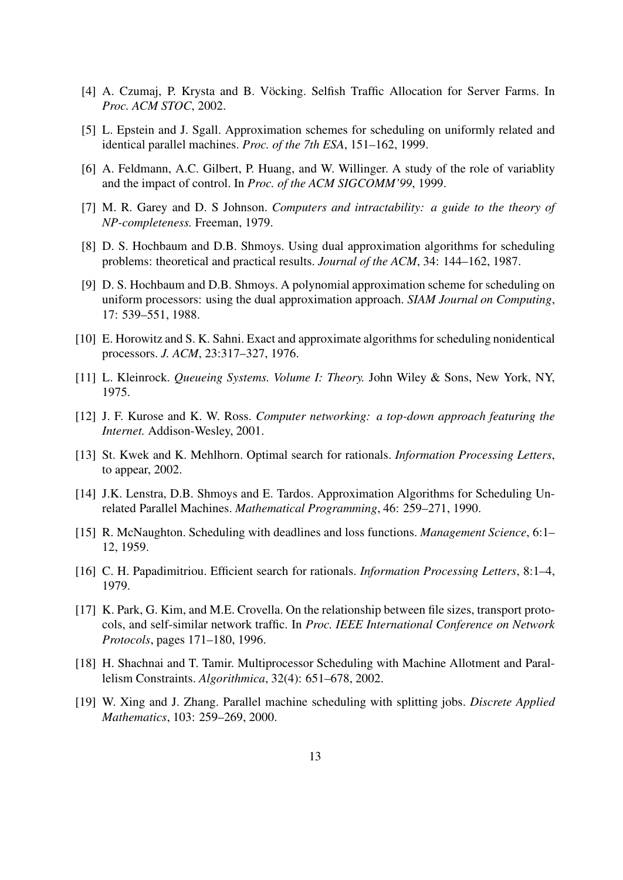[4] A. Czumaj, P. Krysta and B. Vöcking. Selfish Traffic Allocation for Server Farms. In *Proc. ACM STOC*, 2002.

[5] L. Epstein and J. Sgall. Approximation schemes for scheduling on uniformly related and identical parallel machines. *Proc. of the 7th ESA*, 151–162, 1999.

[6] A. Feldmann, A.C. Gilbert, P. Huang, and W. Willinger. A study of the role of variablity and the impact of control. In *Proc. of the ACM SIGCOMM'99*, 1999.

[7] M. R. Garey and D. S Johnson. *Computers and intractability: a guide to the theory of NP-completeness.* Freeman, 1979.

[8] D. S. Hochbaum and D.B. Shmoys. Using dual approximation algorithms for scheduling problems: theoretical and practical results. *Journal of the ACM*, 34: 144–162, 1987.

[9] D. S. Hochbaum and D.B. Shmoys. A polynomial approximation scheme for scheduling on uniform processors: using the dual approximation approach. *SIAM Journal on Computing*, 17: 539–551, 1988.

[10] E. Horowitz and S. K. Sahni. Exact and approximate algorithms for scheduling nonidentical processors. *J. ACM*, 23:317–327, 1976.

[11] L. Kleinrock. *Queueing Systems. Volume I: Theory.* John Wiley & Sons, New York, NY, 1975.

[12] J. F. Kurose and K. W. Ross. *Computer networking: a top-down approach featuring the Internet.* Addison-Wesley, 2001.

[13] St. Kwek and K. Mehlhorn. Optimal search for rationals. *Information Processing Letters*, to appear, 2002.

[14] J.K. Lenstra, D.B. Shmoys and E. Tardos. Approximation Algorithms for Scheduling Unrelated Parallel Machines. *Mathematical Programming*, 46: 259–271, 1990.

[15] R. McNaughton. Scheduling with deadlines and loss functions. *Management Science*, 6:1–12, 1959.

[16] C. H. Papadimitriou. Efficient search for rationals. *Information Processing Letters*, 8:1–4, 1979.

[17] K. Park, G. Kim, and M.E. Crovella. On the relationship between file sizes, transport protocols, and self-similar network traffic. In *Proc. IEEE International Conference on Network Protocols*, pages 171–180, 1996.

[18] H. Shachnai and T. Tamir. Multiprocessor Scheduling with Machine Allotment and Parallelism Constraints. *Algorithmica*, 32(4): 651–678, 2002.

[19] W. Xing and J. Zhang. Parallel machine scheduling with splitting jobs. *Discrete Applied Mathematics*, 103: 259–269, 2000.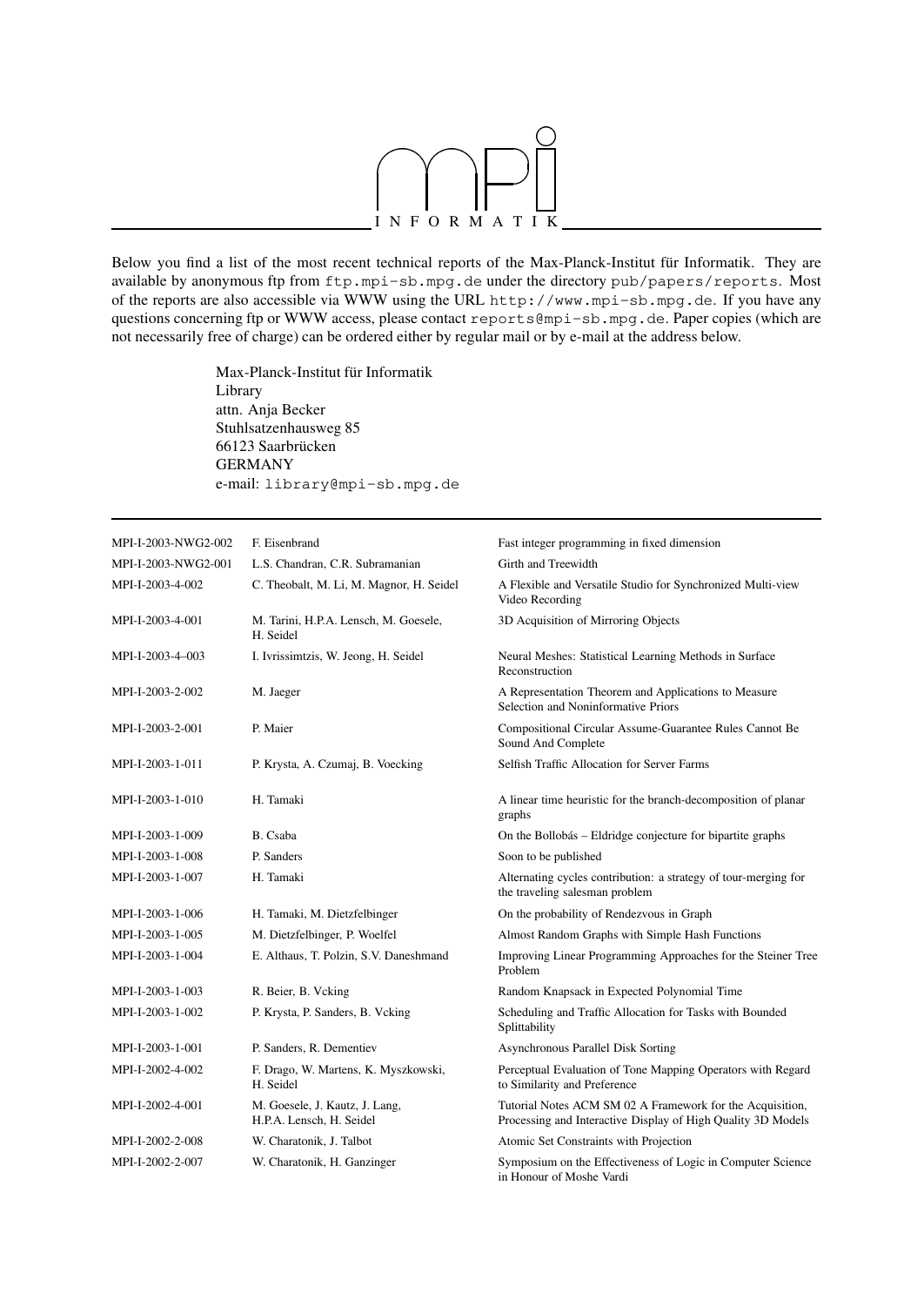INFORMATIK

Below you find a list of the most recent technical reports of the Max-Planck-Institut für Informatik. They are available by anonymous ftp from `ftp.mpi-sb.mpg.de` under the directory `pub/papers/reports`. Most of the reports are also accessible via WWW using the URL `http://www.mpi-sb.mpg.de`. If you have any questions concerning ftp or WWW access, please contact `reports@mpi-sb.mpg.de`. Paper copies (which are not necessarily free of charge) can be ordered either by regular mail or by e-mail at the address below.

Max-Planck-Institut für Informatik  
Library  
attn. Anja Becker  
Stuhlsatzenhausweg 85  
66123 Saarbrücken  
GERMANY  
e-mail: `library@mpi-sb.mpg.de`

| | | |
|---|---|---|
| MPI-I-2003-NWG2-002 | F. Eisenbrand | Fast integer programming in fixed dimension |
| MPI-I-2003-NWG2-001 | L.S. Chandran, C.R. Subramanian | Girth and Treewidth |
| MPI-I-2003-4-002 | C. Theobalt, M. Li, M. Magnor, H. Seidel | A Flexible and Versatile Studio for Synchronized Multi-view Video Recording |
| MPI-I-2003-4-001 | M. Tarini, H.P.A. Lensch, M. Goesele, H. Seidel | 3D Acquisition of Mirroring Objects |
| MPI-I-2003-4–003 | I. Ivrissimtzis, W. Jeong, H. Seidel | Neural Meshes: Statistical Learning Methods in Surface Reconstruction |
| MPI-I-2003-2-002 | M. Jaeger | A Representation Theorem and Applications to Measure Selection and Noninformative Priors |
| MPI-I-2003-2-001 | P. Maier | Compositional Circular Assume-Guarantee Rules Cannot Be Sound And Complete |
| MPI-I-2003-1-011 | P. Krysta, A. Czumaj, B. Voecking | Selfish Traffic Allocation for Server Farms |
| MPI-I-2003-1-010 | H. Tamaki | A linear time heuristic for the branch-decomposition of planar graphs |
| MPI-I-2003-1-009 | B. Csaba | On the Bollobás – Eldridge conjecture for bipartite graphs |
| MPI-I-2003-1-008 | P. Sanders | Soon to be published |
| MPI-I-2003-1-007 | H. Tamaki | Alternating cycles contribution: a strategy of tour-merging for the traveling salesman problem |
| MPI-I-2003-1-006 | H. Tamaki, M. Dietzfelbinger | On the probability of Rendezvous in Graph |
| MPI-I-2003-1-005 | M. Dietzfelbinger, P. Woelfel | Almost Random Graphs with Simple Hash Functions |
| MPI-I-2003-1-004 | E. Althaus, T. Polzin, S.V. Daneshmand | Improving Linear Programming Approaches for the Steiner Tree Problem |
| MPI-I-2003-1-003 | R. Beier, B. Vcking | Random Knapsack in Expected Polynomial Time |
| MPI-I-2003-1-002 | P. Krysta, P. Sanders, B. Vcking | Scheduling and Traffic Allocation for Tasks with Bounded Splittability |
| MPI-I-2003-1-001 | P. Sanders, R. Dementiev | Asynchronous Parallel Disk Sorting |
| MPI-I-2002-4-002 | F. Drago, W. Martens, K. Myszkowski, H. Seidel | Perceptual Evaluation of Tone Mapping Operators with Regard to Similarity and Preference |
| MPI-I-2002-4-001 | M. Goesele, J. Kautz, J. Lang, H.P.A. Lensch, H. Seidel | Tutorial Notes ACM SM 02 A Framework for the Acquisition, Processing and Interactive Display of High Quality 3D Models |
| MPI-I-2002-2-008 | W. Charatonik, J. Talbot | Atomic Set Constraints with Projection |
| MPI-I-2002-2-007 | W. Charatonik, H. Ganzinger | Symposium on the Effectiveness of Logic in Computer Science in Honour of Moshe Vardi |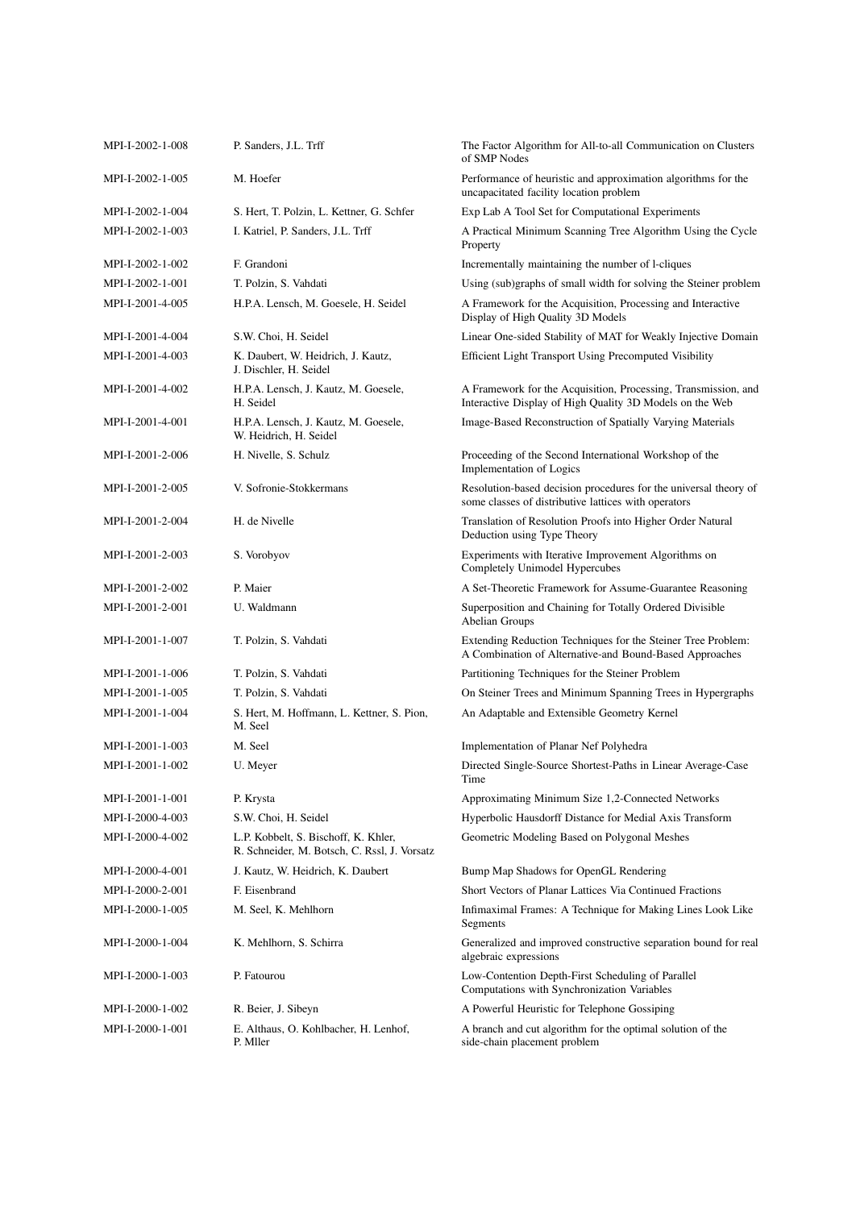| | | |
|---|---|---|
| MPI-I-2002-1-008 | P. Sanders, J.L. Trff | The Factor Algorithm for All-to-all Communication on Clusters of SMP Nodes |
| MPI-I-2002-1-005 | M. Hoefer | Performance of heuristic and approximation algorithms for the uncapacitated facility location problem |
| MPI-I-2002-1-004 | S. Hert, T. Polzin, L. Kettner, G. Schfer | Exp Lab A Tool Set for Computational Experiments |
| MPI-I-2002-1-003 | I. Katriel, P. Sanders, J.L. Trff | A Practical Minimum Scanning Tree Algorithm Using the Cycle Property |
| MPI-I-2002-1-002 | F. Grandoni | Incrementally maintaining the number of l-cliques |
| MPI-I-2002-1-001 | T. Polzin, S. Vahdati | Using (sub)graphs of small width for solving the Steiner problem |
| MPI-I-2001-4-005 | H.P.A. Lensch, M. Goesele, H. Seidel | A Framework for the Acquisition, Processing and Interactive Display of High Quality 3D Models |
| MPI-I-2001-4-004 | S.W. Choi, H. Seidel | Linear One-sided Stability of MAT for Weakly Injective Domain |
| MPI-I-2001-4-003 | K. Daubert, W. Heidrich, J. Kautz, J. Dischler, H. Seidel | Efficient Light Transport Using Precomputed Visibility |
| MPI-I-2001-4-002 | H.P.A. Lensch, J. Kautz, M. Goesele, H. Seidel | A Framework for the Acquisition, Processing, Transmission, and Interactive Display of High Quality 3D Models on the Web |
| MPI-I-2001-4-001 | H.P.A. Lensch, J. Kautz, M. Goesele, W. Heidrich, H. Seidel | Image-Based Reconstruction of Spatially Varying Materials |
| MPI-I-2001-2-006 | H. Nivelle, S. Schulz | Proceeding of the Second International Workshop of the Implementation of Logics |
| MPI-I-2001-2-005 | V. Sofronie-Stokkermans | Resolution-based decision procedures for the universal theory of some classes of distributive lattices with operators |
| MPI-I-2001-2-004 | H. de Nivelle | Translation of Resolution Proofs into Higher Order Natural Deduction using Type Theory |
| MPI-I-2001-2-003 | S. Vorobyov | Experiments with Iterative Improvement Algorithms on Completely Unimodel Hypercubes |
| MPI-I-2001-2-002 | P. Maier | A Set-Theoretic Framework for Assume-Guarantee Reasoning |
| MPI-I-2001-2-001 | U. Waldmann | Superposition and Chaining for Totally Ordered Divisible Abelian Groups |
| MPI-I-2001-1-007 | T. Polzin, S. Vahdati | Extending Reduction Techniques for the Steiner Tree Problem: A Combination of Alternative-and Bound-Based Approaches |
| MPI-I-2001-1-006 | T. Polzin, S. Vahdati | Partitioning Techniques for the Steiner Problem |
| MPI-I-2001-1-005 | T. Polzin, S. Vahdati | On Steiner Trees and Minimum Spanning Trees in Hypergraphs |
| MPI-I-2001-1-004 | S. Hert, M. Hoffmann, L. Kettner, S. Pion, M. Seel | An Adaptable and Extensible Geometry Kernel |
| MPI-I-2001-1-003 | M. Seel | Implementation of Planar Nef Polyhedra |
| MPI-I-2001-1-002 | U. Meyer | Directed Single-Source Shortest-Paths in Linear Average-Case Time |
| MPI-I-2001-1-001 | P. Krysta | Approximating Minimum Size 1,2-Connected Networks |
| MPI-I-2000-4-003 | S.W. Choi, H. Seidel | Hyperbolic Hausdorff Distance for Medial Axis Transform |
| MPI-I-2000-4-002 | L.P. Kobbelt, S. Bischoff, K. Khler, R. Schneider, M. Botsch, C. Rssl, J. Vorsatz | Geometric Modeling Based on Polygonal Meshes |
| MPI-I-2000-4-001 | J. Kautz, W. Heidrich, K. Daubert | Bump Map Shadows for OpenGL Rendering |
| MPI-I-2000-2-001 | F. Eisenbrand | Short Vectors of Planar Lattices Via Continued Fractions |
| MPI-I-2000-1-005 | M. Seel, K. Mehlhorn | Infimaximal Frames: A Technique for Making Lines Look Like Segments |
| MPI-I-2000-1-004 | K. Mehlhorn, S. Schirra | Generalized and improved constructive separation bound for real algebraic expressions |
| MPI-I-2000-1-003 | P. Fatourou | Low-Contention Depth-First Scheduling of Parallel Computations with Synchronization Variables |
| MPI-I-2000-1-002 | R. Beier, J. Sibeyn | A Powerful Heuristic for Telephone Gossiping |
| MPI-I-2000-1-001 | E. Althaus, O. Kohlbacher, H. Lenhof, P. Mller | A branch and cut algorithm for the optimal solution of the side-chain placement problem |